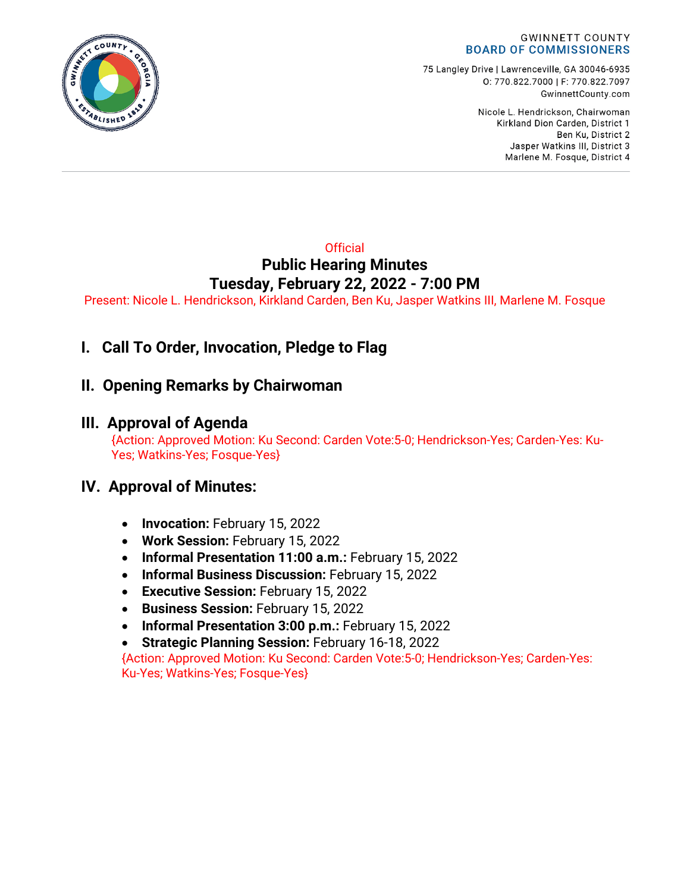GWINNETT COUNTY
**BOARD OF COMMISSIONERS**

75 Langley Drive | Lawrenceville, GA 30046-6935
O: 770.822.7000 | F: 770.822.7097
GwinnettCounty.com

Nicole L. Hendrickson, Chairwoman
Kirkland Dion Carden, District 1
Ben Ku, District 2
Jasper Watkins III, District 3
Marlene M. Fosque, District 4

Official

# Public Hearing Minutes
# Tuesday, February 22, 2022 - 7:00 PM

Present: Nicole L. Hendrickson, Kirkland Carden, Ben Ku, Jasper Watkins III, Marlene M. Fosque

## I. Call To Order, Invocation, Pledge to Flag

## II. Opening Remarks by Chairwoman

## III. Approval of Agenda

{Action: Approved Motion: Ku Second: Carden Vote:5-0; Hendrickson-Yes; Carden-Yes: Ku-Yes; Watkins-Yes; Fosque-Yes}

## IV. Approval of Minutes:

- **Invocation:** February 15, 2022
- **Work Session:** February 15, 2022
- **Informal Presentation 11:00 a.m.:** February 15, 2022
- **Informal Business Discussion:** February 15, 2022
- **Executive Session:** February 15, 2022
- **Business Session:** February 15, 2022
- **Informal Presentation 3:00 p.m.:** February 15, 2022
- **Strategic Planning Session:** February 16-18, 2022

{Action: Approved Motion: Ku Second: Carden Vote:5-0; Hendrickson-Yes; Carden-Yes: Ku-Yes; Watkins-Yes; Fosque-Yes}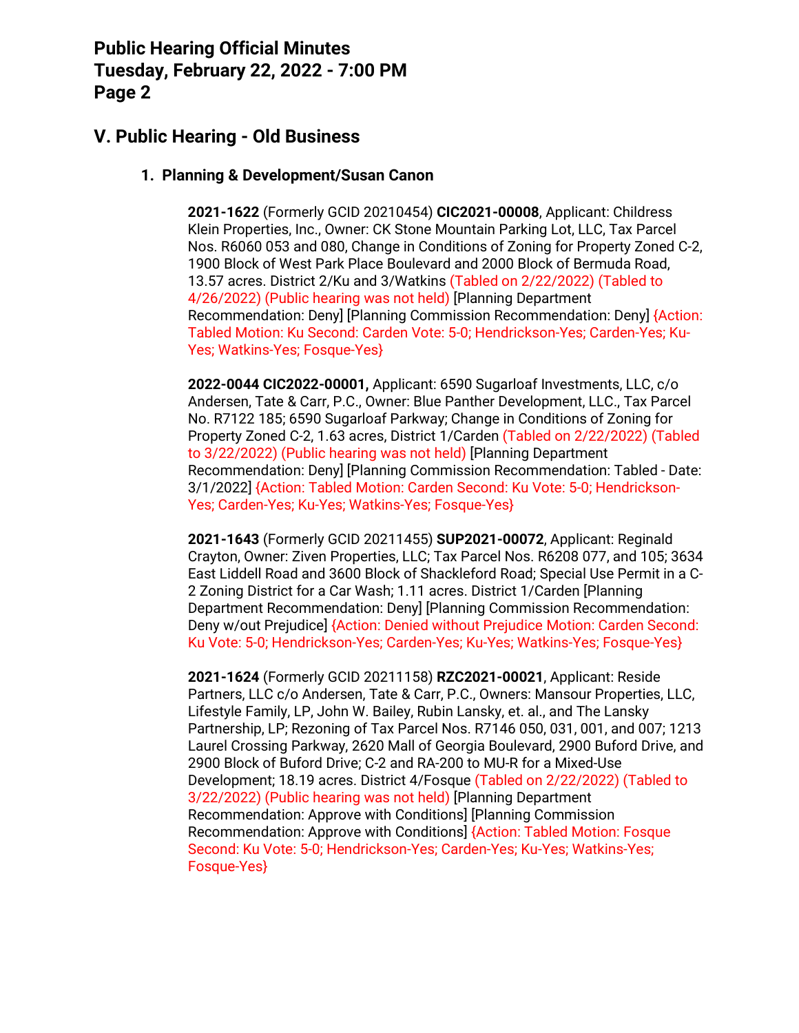## V. Public Hearing - Old Business

### 1. Planning & Development/Susan Canon

**2021-1622** (Formerly GCID 20210454) **CIC2021-00008**, Applicant: Childress Klein Properties, Inc., Owner: CK Stone Mountain Parking Lot, LLC, Tax Parcel Nos. R6060 053 and 080, Change in Conditions of Zoning for Property Zoned C-2, 1900 Block of West Park Place Boulevard and 2000 Block of Bermuda Road, 13.57 acres. District 2/Ku and 3/Watkins (Tabled on 2/22/2022) (Tabled to 4/26/2022) (Public hearing was not held) [Planning Department Recommendation: Deny] [Planning Commission Recommendation: Deny] {Action: Tabled Motion: Ku Second: Carden Vote: 5-0; Hendrickson-Yes; Carden-Yes; Ku-Yes; Watkins-Yes; Fosque-Yes}

**2022-0044 CIC2022-00001,** Applicant: 6590 Sugarloaf Investments, LLC, c/o Andersen, Tate & Carr, P.C., Owner: Blue Panther Development, LLC., Tax Parcel No. R7122 185; 6590 Sugarloaf Parkway; Change in Conditions of Zoning for Property Zoned C-2, 1.63 acres, District 1/Carden (Tabled on 2/22/2022) (Tabled to 3/22/2022) (Public hearing was not held) [Planning Department Recommendation: Deny] [Planning Commission Recommendation: Tabled - Date: 3/1/2022] {Action: Tabled Motion: Carden Second: Ku Vote: 5-0; Hendrickson-Yes; Carden-Yes; Ku-Yes; Watkins-Yes; Fosque-Yes}

**2021-1643** (Formerly GCID 20211455) **SUP2021-00072**, Applicant: Reginald Crayton, Owner: Ziven Properties, LLC; Tax Parcel Nos. R6208 077, and 105; 3634 East Liddell Road and 3600 Block of Shackleford Road; Special Use Permit in a C-2 Zoning District for a Car Wash; 1.11 acres. District 1/Carden [Planning Department Recommendation: Deny] [Planning Commission Recommendation: Deny w/out Prejudice] {Action: Denied without Prejudice Motion: Carden Second: Ku Vote: 5-0; Hendrickson-Yes; Carden-Yes; Ku-Yes; Watkins-Yes; Fosque-Yes}

**2021-1624** (Formerly GCID 20211158) **RZC2021-00021**, Applicant: Reside Partners, LLC c/o Andersen, Tate & Carr, P.C., Owners: Mansour Properties, LLC, Lifestyle Family, LP, John W. Bailey, Rubin Lansky, et. al., and The Lansky Partnership, LP; Rezoning of Tax Parcel Nos. R7146 050, 031, 001, and 007; 1213 Laurel Crossing Parkway, 2620 Mall of Georgia Boulevard, 2900 Buford Drive, and 2900 Block of Buford Drive; C-2 and RA-200 to MU-R for a Mixed-Use Development; 18.19 acres. District 4/Fosque (Tabled on 2/22/2022) (Tabled to 3/22/2022) (Public hearing was not held) [Planning Department Recommendation: Approve with Conditions] [Planning Commission Recommendation: Approve with Conditions] {Action: Tabled Motion: Fosque Second: Ku Vote: 5-0; Hendrickson-Yes; Carden-Yes; Ku-Yes; Watkins-Yes; Fosque-Yes}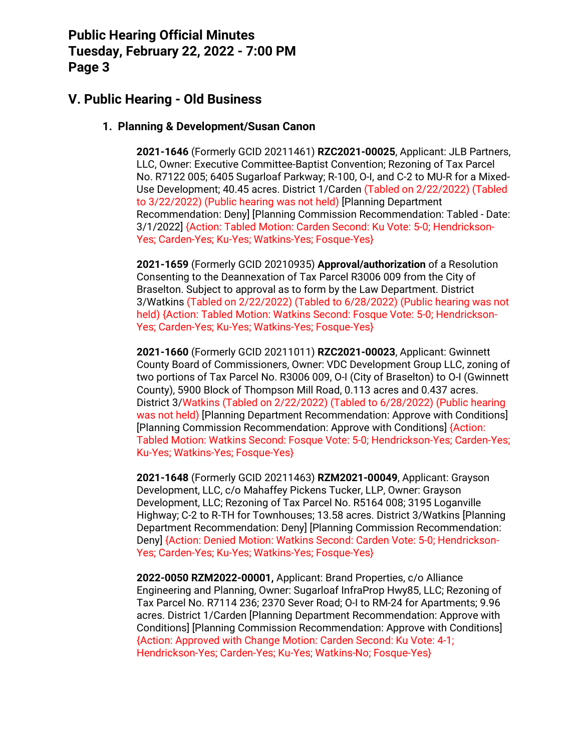## V. Public Hearing - Old Business

### 1. Planning & Development/Susan Canon

**2021-1646** (Formerly GCID 20211461) **RZC2021-00025**, Applicant: JLB Partners, LLC, Owner: Executive Committee-Baptist Convention; Rezoning of Tax Parcel No. R7122 005; 6405 Sugarloaf Parkway; R-100, O-I, and C-2 to MU-R for a Mixed-Use Development; 40.45 acres. District 1/Carden (Tabled on 2/22/2022) (Tabled to 3/22/2022) (Public hearing was not held) [Planning Department Recommendation: Deny] [Planning Commission Recommendation: Tabled - Date: 3/1/2022] {Action: Tabled Motion: Carden Second: Ku Vote: 5-0; Hendrickson-Yes; Carden-Yes; Ku-Yes; Watkins-Yes; Fosque-Yes}

**2021-1659** (Formerly GCID 20210935) **Approval/authorization** of a Resolution Consenting to the Deannexation of Tax Parcel R3006 009 from the City of Braselton. Subject to approval as to form by the Law Department. District 3/Watkins (Tabled on 2/22/2022) (Tabled to 6/28/2022) (Public hearing was not held) {Action: Tabled Motion: Watkins Second: Fosque Vote: 5-0; Hendrickson-Yes; Carden-Yes; Ku-Yes; Watkins-Yes; Fosque-Yes}

**2021-1660** (Formerly GCID 20211011) **RZC2021-00023**, Applicant: Gwinnett County Board of Commissioners, Owner: VDC Development Group LLC, zoning of two portions of Tax Parcel No. R3006 009, O-I (City of Braselton) to O-I (Gwinnett County), 5900 Block of Thompson Mill Road, 0.113 acres and 0.437 acres. District 3/Watkins (Tabled on 2/22/2022) (Tabled to 6/28/2022) (Public hearing was not held) [Planning Department Recommendation: Approve with Conditions] [Planning Commission Recommendation: Approve with Conditions] {Action: Tabled Motion: Watkins Second: Fosque Vote: 5-0; Hendrickson-Yes; Carden-Yes; Ku-Yes; Watkins-Yes; Fosque-Yes}

**2021-1648** (Formerly GCID 20211463) **RZM2021-00049**, Applicant: Grayson Development, LLC, c/o Mahaffey Pickens Tucker, LLP, Owner: Grayson Development, LLC; Rezoning of Tax Parcel No. R5164 008; 3195 Loganville Highway; C-2 to R-TH for Townhouses; 13.58 acres. District 3/Watkins [Planning Department Recommendation: Deny] [Planning Commission Recommendation: Deny] {Action: Denied Motion: Watkins Second: Carden Vote: 5-0; Hendrickson-Yes; Carden-Yes; Ku-Yes; Watkins-Yes; Fosque-Yes}

**2022-0050 RZM2022-00001,** Applicant: Brand Properties, c/o Alliance Engineering and Planning, Owner: Sugarloaf InfraProp Hwy85, LLC; Rezoning of Tax Parcel No. R7114 236; 2370 Sever Road; O-I to RM-24 for Apartments; 9.96 acres. District 1/Carden [Planning Department Recommendation: Approve with Conditions] [Planning Commission Recommendation: Approve with Conditions] {Action: Approved with Change Motion: Carden Second: Ku Vote: 4-1; Hendrickson-Yes; Carden-Yes; Ku-Yes; Watkins-No; Fosque-Yes}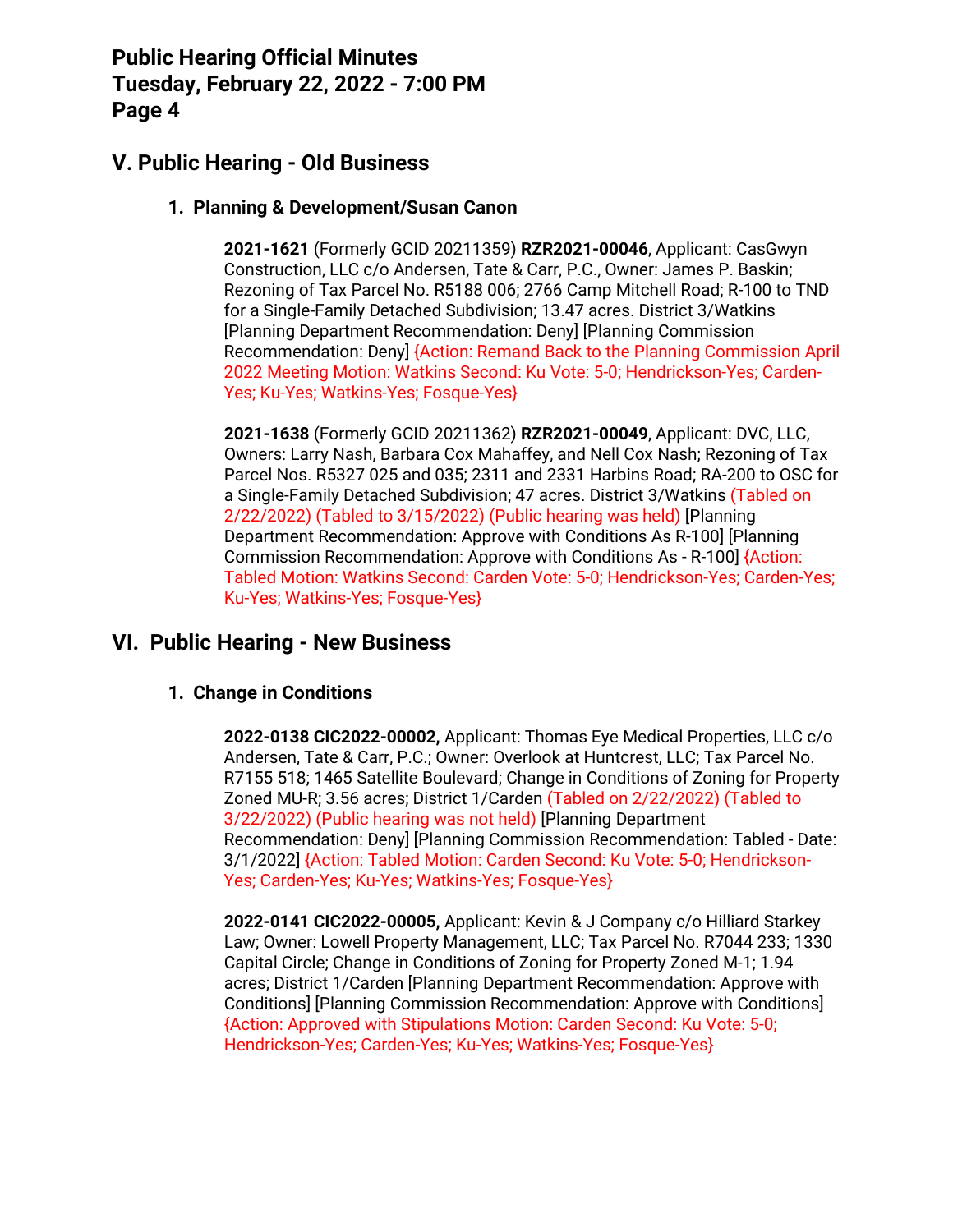## V. Public Hearing - Old Business

### 1. Planning & Development/Susan Canon

**2021-1621** (Formerly GCID 20211359) **RZR2021-00046**, Applicant: CasGwyn Construction, LLC c/o Andersen, Tate & Carr, P.C., Owner: James P. Baskin; Rezoning of Tax Parcel No. R5188 006; 2766 Camp Mitchell Road; R-100 to TND for a Single-Family Detached Subdivision; 13.47 acres. District 3/Watkins [Planning Department Recommendation: Deny] [Planning Commission Recommendation: Deny] {Action: Remand Back to the Planning Commission April 2022 Meeting Motion: Watkins Second: Ku Vote: 5-0; Hendrickson-Yes; Carden-Yes; Ku-Yes; Watkins-Yes; Fosque-Yes}

**2021-1638** (Formerly GCID 20211362) **RZR2021-00049**, Applicant: DVC, LLC, Owners: Larry Nash, Barbara Cox Mahaffey, and Nell Cox Nash; Rezoning of Tax Parcel Nos. R5327 025 and 035; 2311 and 2331 Harbins Road; RA-200 to OSC for a Single-Family Detached Subdivision; 47 acres. District 3/Watkins (Tabled on 2/22/2022) (Tabled to 3/15/2022) (Public hearing was held) [Planning Department Recommendation: Approve with Conditions As R-100] [Planning Commission Recommendation: Approve with Conditions As - R-100] {Action: Tabled Motion: Watkins Second: Carden Vote: 5-0; Hendrickson-Yes; Carden-Yes; Ku-Yes; Watkins-Yes; Fosque-Yes}

## VI. Public Hearing - New Business

### 1. Change in Conditions

**2022-0138 CIC2022-00002,** Applicant: Thomas Eye Medical Properties, LLC c/o Andersen, Tate & Carr, P.C.; Owner: Overlook at Huntcrest, LLC; Tax Parcel No. R7155 518; 1465 Satellite Boulevard; Change in Conditions of Zoning for Property Zoned MU-R; 3.56 acres; District 1/Carden (Tabled on 2/22/2022) (Tabled to 3/22/2022) (Public hearing was not held) [Planning Department Recommendation: Deny] [Planning Commission Recommendation: Tabled - Date: 3/1/2022] {Action: Tabled Motion: Carden Second: Ku Vote: 5-0; Hendrickson-Yes; Carden-Yes; Ku-Yes; Watkins-Yes; Fosque-Yes}

**2022-0141 CIC2022-00005,** Applicant: Kevin & J Company c/o Hilliard Starkey Law; Owner: Lowell Property Management, LLC; Tax Parcel No. R7044 233; 1330 Capital Circle; Change in Conditions of Zoning for Property Zoned M-1; 1.94 acres; District 1/Carden [Planning Department Recommendation: Approve with Conditions] [Planning Commission Recommendation: Approve with Conditions] {Action: Approved with Stipulations Motion: Carden Second: Ku Vote: 5-0; Hendrickson-Yes; Carden-Yes; Ku-Yes; Watkins-Yes; Fosque-Yes}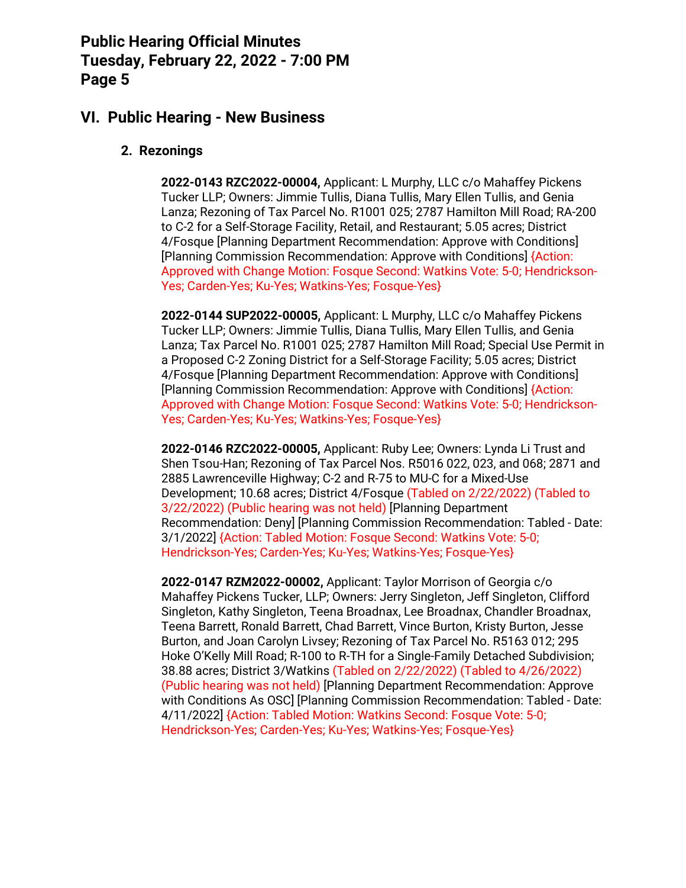## VI. Public Hearing - New Business

### 2. Rezonings

**2022-0143 RZC2022-00004,** Applicant: L Murphy, LLC c/o Mahaffey Pickens Tucker LLP; Owners: Jimmie Tullis, Diana Tullis, Mary Ellen Tullis, and Genia Lanza; Rezoning of Tax Parcel No. R1001 025; 2787 Hamilton Mill Road; RA-200 to C-2 for a Self-Storage Facility, Retail, and Restaurant; 5.05 acres; District 4/Fosque [Planning Department Recommendation: Approve with Conditions] [Planning Commission Recommendation: Approve with Conditions] {Action: Approved with Change Motion: Fosque Second: Watkins Vote: 5-0; Hendrickson-Yes; Carden-Yes; Ku-Yes; Watkins-Yes; Fosque-Yes}

**2022-0144 SUP2022-00005,** Applicant: L Murphy, LLC c/o Mahaffey Pickens Tucker LLP; Owners: Jimmie Tullis, Diana Tullis, Mary Ellen Tullis, and Genia Lanza; Tax Parcel No. R1001 025; 2787 Hamilton Mill Road; Special Use Permit in a Proposed C-2 Zoning District for a Self-Storage Facility; 5.05 acres; District 4/Fosque [Planning Department Recommendation: Approve with Conditions] [Planning Commission Recommendation: Approve with Conditions] {Action: Approved with Change Motion: Fosque Second: Watkins Vote: 5-0; Hendrickson-Yes; Carden-Yes; Ku-Yes; Watkins-Yes; Fosque-Yes}

**2022-0146 RZC2022-00005,** Applicant: Ruby Lee; Owners: Lynda Li Trust and Shen Tsou-Han; Rezoning of Tax Parcel Nos. R5016 022, 023, and 068; 2871 and 2885 Lawrenceville Highway; C-2 and R-75 to MU-C for a Mixed-Use Development; 10.68 acres; District 4/Fosque (Tabled on 2/22/2022) (Tabled to 3/22/2022) (Public hearing was not held) [Planning Department Recommendation: Deny] [Planning Commission Recommendation: Tabled - Date: 3/1/2022] {Action: Tabled Motion: Fosque Second: Watkins Vote: 5-0; Hendrickson-Yes; Carden-Yes; Ku-Yes; Watkins-Yes; Fosque-Yes}

**2022-0147 RZM2022-00002,** Applicant: Taylor Morrison of Georgia c/o Mahaffey Pickens Tucker, LLP; Owners: Jerry Singleton, Jeff Singleton, Clifford Singleton, Kathy Singleton, Teena Broadnax, Lee Broadnax, Chandler Broadnax, Teena Barrett, Ronald Barrett, Chad Barrett, Vince Burton, Kristy Burton, Jesse Burton, and Joan Carolyn Livsey; Rezoning of Tax Parcel No. R5163 012; 295 Hoke O'Kelly Mill Road; R-100 to R-TH for a Single-Family Detached Subdivision; 38.88 acres; District 3/Watkins (Tabled on 2/22/2022) (Tabled to 4/26/2022) (Public hearing was not held) [Planning Department Recommendation: Approve with Conditions As OSC] [Planning Commission Recommendation: Tabled - Date: 4/11/2022] {Action: Tabled Motion: Watkins Second: Fosque Vote: 5-0; Hendrickson-Yes; Carden-Yes; Ku-Yes; Watkins-Yes; Fosque-Yes}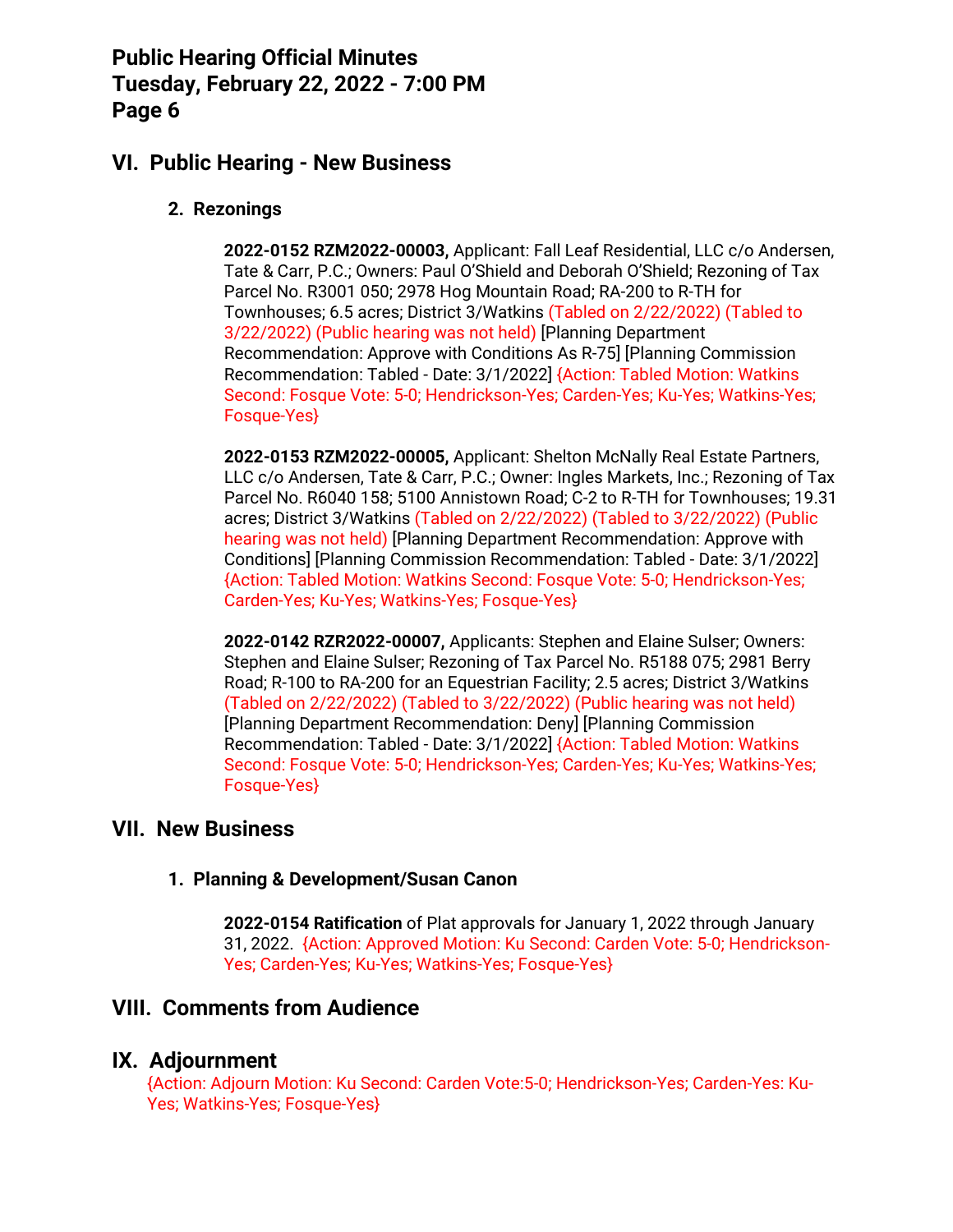## VI. Public Hearing - New Business

### 2. Rezonings

**2022-0152 RZM2022-00003,** Applicant: Fall Leaf Residential, LLC c/o Andersen, Tate & Carr, P.C.; Owners: Paul O'Shield and Deborah O'Shield; Rezoning of Tax Parcel No. R3001 050; 2978 Hog Mountain Road; RA-200 to R-TH for Townhouses; 6.5 acres; District 3/Watkins (Tabled on 2/22/2022) (Tabled to 3/22/2022) (Public hearing was not held) [Planning Department Recommendation: Approve with Conditions As R-75] [Planning Commission Recommendation: Tabled - Date: 3/1/2022] {Action: Tabled Motion: Watkins Second: Fosque Vote: 5-0; Hendrickson-Yes; Carden-Yes; Ku-Yes; Watkins-Yes; Fosque-Yes}

**2022-0153 RZM2022-00005,** Applicant: Shelton McNally Real Estate Partners, LLC c/o Andersen, Tate & Carr, P.C.; Owner: Ingles Markets, Inc.; Rezoning of Tax Parcel No. R6040 158; 5100 Annistown Road; C-2 to R-TH for Townhouses; 19.31 acres; District 3/Watkins (Tabled on 2/22/2022) (Tabled to 3/22/2022) (Public hearing was not held) [Planning Department Recommendation: Approve with Conditions] [Planning Commission Recommendation: Tabled - Date: 3/1/2022] {Action: Tabled Motion: Watkins Second: Fosque Vote: 5-0; Hendrickson-Yes; Carden-Yes; Ku-Yes; Watkins-Yes; Fosque-Yes}

**2022-0142 RZR2022-00007,** Applicants: Stephen and Elaine Sulser; Owners: Stephen and Elaine Sulser; Rezoning of Tax Parcel No. R5188 075; 2981 Berry Road; R-100 to RA-200 for an Equestrian Facility; 2.5 acres; District 3/Watkins (Tabled on 2/22/2022) (Tabled to 3/22/2022) (Public hearing was not held) [Planning Department Recommendation: Deny] [Planning Commission Recommendation: Tabled - Date: 3/1/2022] {Action: Tabled Motion: Watkins Second: Fosque Vote: 5-0; Hendrickson-Yes; Carden-Yes; Ku-Yes; Watkins-Yes; Fosque-Yes}

## VII. New Business

### 1. Planning & Development/Susan Canon

**2022-0154 Ratification** of Plat approvals for January 1, 2022 through January 31, 2022. {Action: Approved Motion: Ku Second: Carden Vote: 5-0; Hendrickson-Yes; Carden-Yes; Ku-Yes; Watkins-Yes; Fosque-Yes}

## VIII. Comments from Audience

## IX. Adjournment

{Action: Adjourn Motion: Ku Second: Carden Vote:5-0; Hendrickson-Yes; Carden-Yes: Ku-Yes; Watkins-Yes; Fosque-Yes}